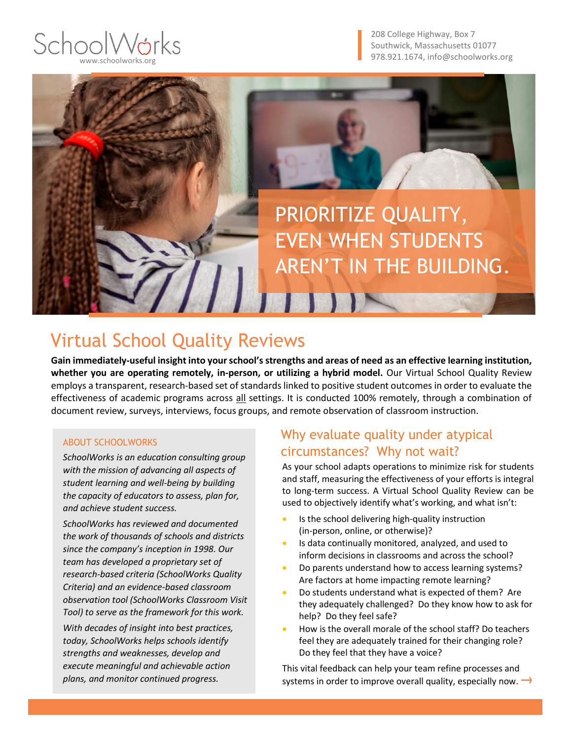SchoolWorks
www.schoolworks.org

208 College Highway, Box 7
Southwick, Massachusetts 01077
978.921.1674, info@schoolworks.org

PRIORITIZE QUALITY, EVEN WHEN STUDENTS AREN'T IN THE BUILDING.

# Virtual School Quality Reviews

**Gain immediately-useful insight into your school's strengths and areas of need as an effective learning institution, whether you are operating remotely, in-person, or utilizing a hybrid model.** Our Virtual School Quality Review employs a transparent, research-based set of standards linked to positive student outcomes in order to evaluate the effectiveness of academic programs across <u>all</u> settings. It is conducted 100% remotely, through a combination of document review, surveys, interviews, focus groups, and remote observation of classroom instruction.

### ABOUT SCHOOLWORKS

*SchoolWorks is an education consulting group with the mission of advancing all aspects of student learning and well-being by building the capacity of educators to assess, plan for, and achieve student success.*

*SchoolWorks has reviewed and documented the work of thousands of schools and districts since the company's inception in 1998. Our team has developed a proprietary set of research-based criteria (SchoolWorks Quality Criteria) and an evidence-based classroom observation tool (SchoolWorks Classroom Visit Tool) to serve as the framework for this work.*

*With decades of insight into best practices, today, SchoolWorks helps schools identify strengths and weaknesses, develop and execute meaningful and achievable action plans, and monitor continued progress.*

## Why evaluate quality under atypical circumstances? Why not wait?

As your school adapts operations to minimize risk for students and staff, measuring the effectiveness of your efforts is integral to long-term success. A Virtual School Quality Review can be used to objectively identify what's working, and what isn't:

- Is the school delivering high-quality instruction (in-person, online, or otherwise)?
- Is data continually monitored, analyzed, and used to inform decisions in classrooms and across the school?
- Do parents understand how to access learning systems? Are factors at home impacting remote learning?
- Do students understand what is expected of them? Are they adequately challenged? Do they know how to ask for help? Do they feel safe?
- How is the overall morale of the school staff? Do teachers feel they are adequately trained for their changing role? Do they feel that they have a voice?

This vital feedback can help your team refine processes and systems in order to improve overall quality, especially now. →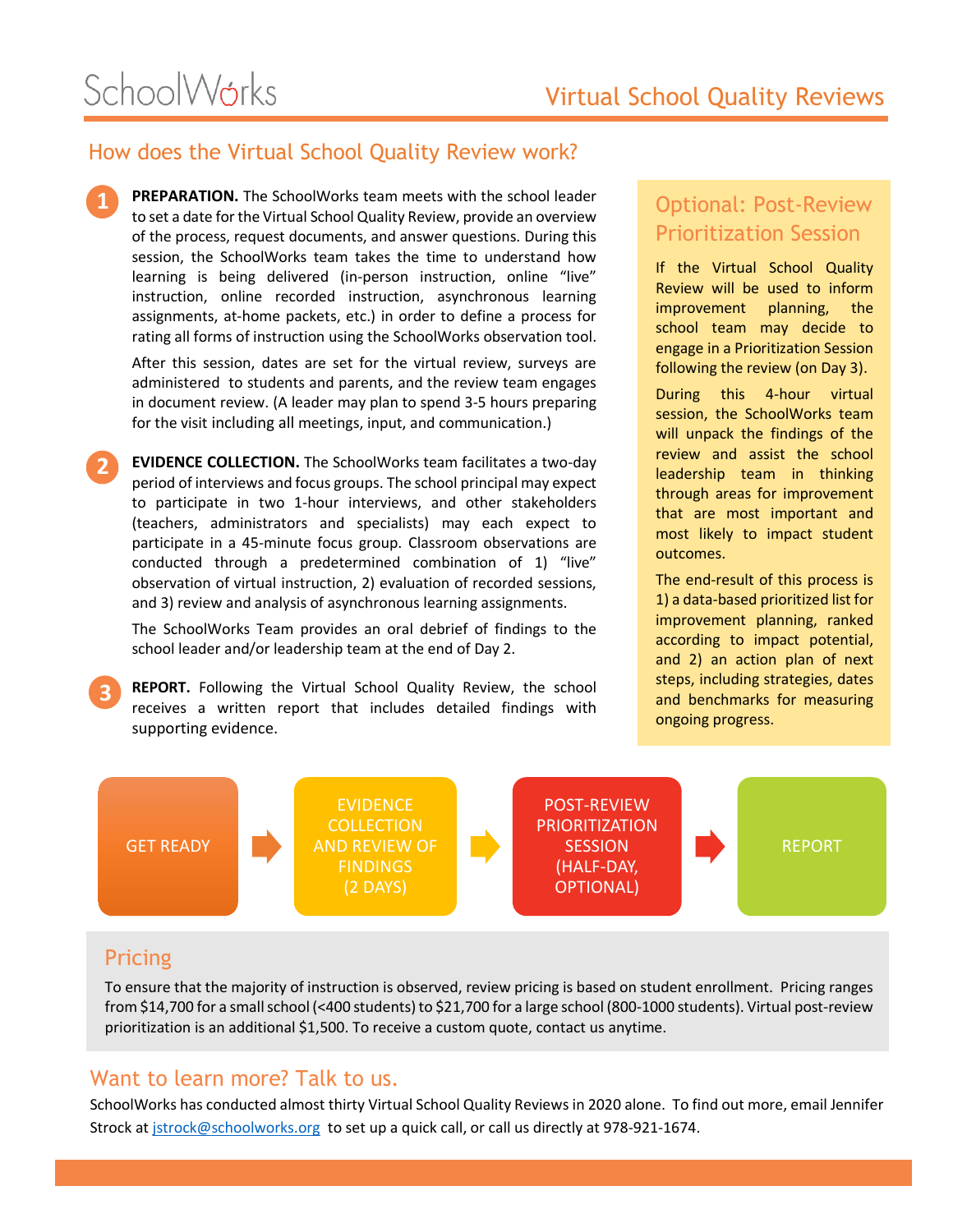SchoolWorks

# Virtual School Quality Reviews

## How does the Virtual School Quality Review work?

1. **PREPARATION.** The SchoolWorks team meets with the school leader to set a date for the Virtual School Quality Review, provide an overview of the process, request documents, and answer questions. During this session, the SchoolWorks team takes the time to understand how learning is being delivered (in-person instruction, online "live" instruction, online recorded instruction, asynchronous learning assignments, at-home packets, etc.) in order to define a process for rating all forms of instruction using the SchoolWorks observation tool.

   After this session, dates are set for the virtual review, surveys are administered to students and parents, and the review team engages in document review. (A leader may plan to spend 3-5 hours preparing for the visit including all meetings, input, and communication.)

2. **EVIDENCE COLLECTION.** The SchoolWorks team facilitates a two-day period of interviews and focus groups. The school principal may expect to participate in two 1-hour interviews, and other stakeholders (teachers, administrators and specialists) may each expect to participate in a 45-minute focus group. Classroom observations are conducted through a predetermined combination of 1) "live" observation of virtual instruction, 2) evaluation of recorded sessions, and 3) review and analysis of asynchronous learning assignments.

   The SchoolWorks Team provides an oral debrief of findings to the school leader and/or leadership team at the end of Day 2.

3. **REPORT.** Following the Virtual School Quality Review, the school receives a written report that includes detailed findings with supporting evidence.

### Optional: Post-Review Prioritization Session

If the Virtual School Quality Review will be used to inform improvement planning, the school team may decide to engage in a Prioritization Session following the review (on Day 3).

During this 4-hour virtual session, the SchoolWorks team will unpack the findings of the review and assist the school leadership team in thinking through areas for improvement that are most important and most likely to impact student outcomes.

The end-result of this process is 1) a data-based prioritized list for improvement planning, ranked according to impact potential, and 2) an action plan of next steps, including strategies, dates and benchmarks for measuring ongoing progress.

GET READY → EVIDENCE COLLECTION AND REVIEW OF FINDINGS (2 DAYS) → POST-REVIEW PRIORITIZATION SESSION (HALF-DAY, OPTIONAL) → REPORT

## Pricing

To ensure that the majority of instruction is observed, review pricing is based on student enrollment. Pricing ranges from $14,700 for a small school (<400 students) to $21,700 for a large school (800-1000 students). Virtual post-review prioritization is an additional $1,500. To receive a custom quote, contact us anytime.

## Want to learn more? Talk to us.

SchoolWorks has conducted almost thirty Virtual School Quality Reviews in 2020 alone. To find out more, email Jennifer Strock at jstrock@schoolworks.org to set up a quick call, or call us directly at 978-921-1674.